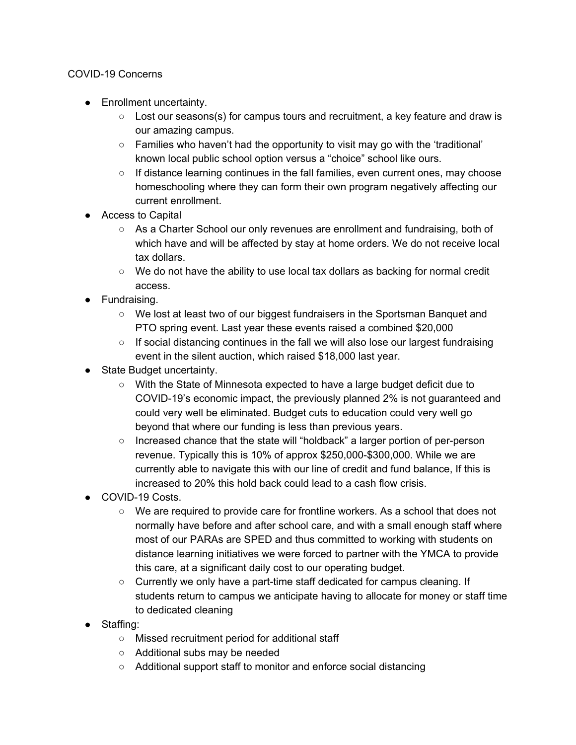COVID-19 Concerns

- Enrollment uncertainty.
  - Lost our seasons(s) for campus tours and recruitment, a key feature and draw is our amazing campus.
  - Families who haven't had the opportunity to visit may go with the 'traditional' known local public school option versus a "choice" school like ours.
  - If distance learning continues in the fall families, even current ones, may choose homeschooling where they can form their own program negatively affecting our current enrollment.
- Access to Capital
  - As a Charter School our only revenues are enrollment and fundraising, both of which have and will be affected by stay at home orders. We do not receive local tax dollars.
  - We do not have the ability to use local tax dollars as backing for normal credit access.
- Fundraising.
  - We lost at least two of our biggest fundraisers in the Sportsman Banquet and PTO spring event. Last year these events raised a combined $20,000
  - If social distancing continues in the fall we will also lose our largest fundraising event in the silent auction, which raised $18,000 last year.
- State Budget uncertainty.
  - With the State of Minnesota expected to have a large budget deficit due to COVID-19's economic impact, the previously planned 2% is not guaranteed and could very well be eliminated. Budget cuts to education could very well go beyond that where our funding is less than previous years.
  - Increased chance that the state will "holdback" a larger portion of per-person revenue. Typically this is 10% of approx $250,000-$300,000. While we are currently able to navigate this with our line of credit and fund balance, If this is increased to 20% this hold back could lead to a cash flow crisis.
- COVID-19 Costs.
  - We are required to provide care for frontline workers. As a school that does not normally have before and after school care, and with a small enough staff where most of our PARAs are SPED and thus committed to working with students on distance learning initiatives we were forced to partner with the YMCA to provide this care, at a significant daily cost to our operating budget.
  - Currently we only have a part-time staff dedicated for campus cleaning. If students return to campus we anticipate having to allocate for money or staff time to dedicated cleaning
- Staffing:
  - Missed recruitment period for additional staff
  - Additional subs may be needed
  - Additional support staff to monitor and enforce social distancing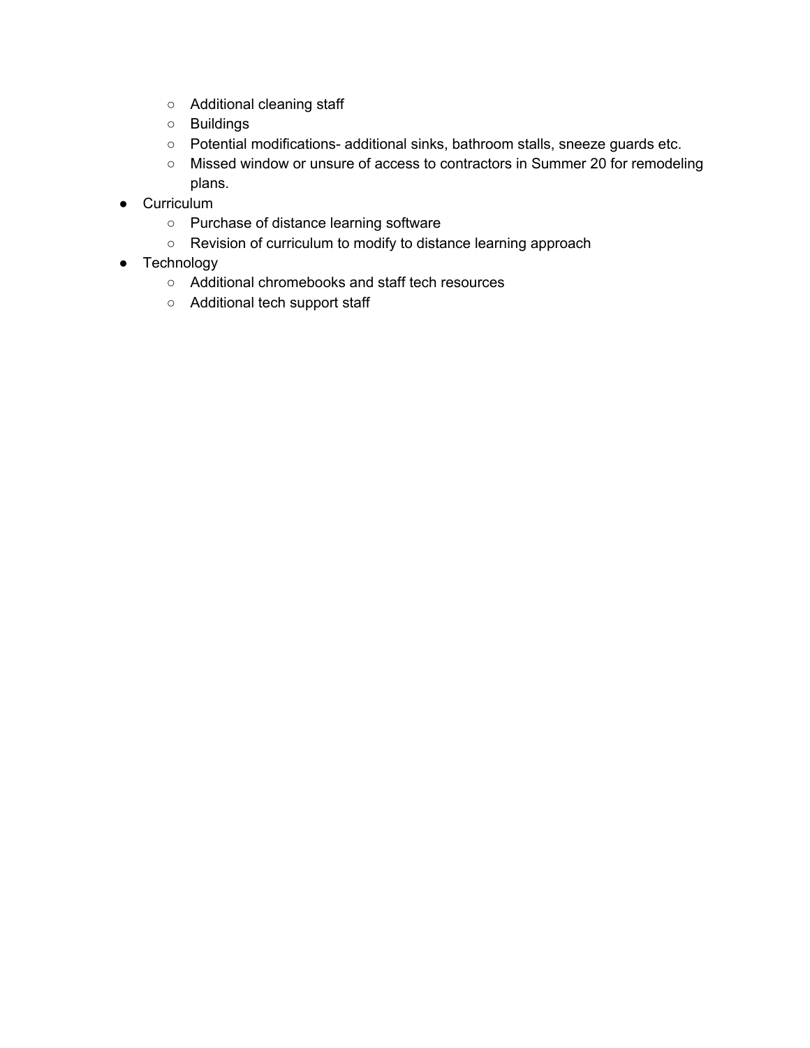- Additional cleaning staff
    - Buildings
    - Potential modifications- additional sinks, bathroom stalls, sneeze guards etc.
    - Missed window or unsure of access to contractors in Summer 20 for remodeling plans.
- Curriculum
    - Purchase of distance learning software
    - Revision of curriculum to modify to distance learning approach
- Technology
    - Additional chromebooks and staff tech resources
    - Additional tech support staff